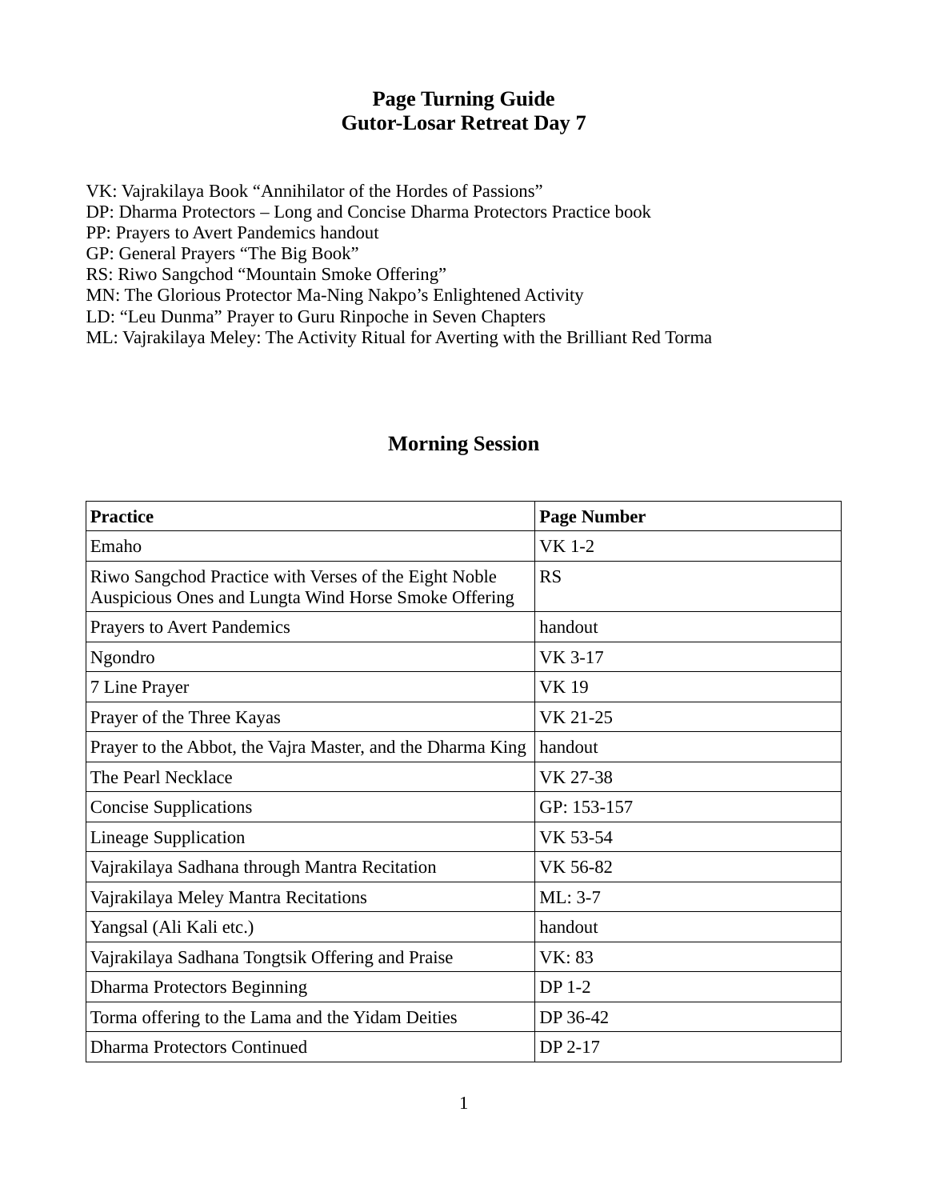# Page Turning Guide
# Gutor-Losar Retreat Day 7

VK: Vajrakilaya Book "Annihilator of the Hordes of Passions"
DP: Dharma Protectors – Long and Concise Dharma Protectors Practice book
PP: Prayers to Avert Pandemics handout
GP: General Prayers "The Big Book"
RS: Riwo Sangchod "Mountain Smoke Offering"
MN: The Glorious Protector Ma-Ning Nakpo's Enlightened Activity
LD: "Leu Dunma" Prayer to Guru Rinpoche in Seven Chapters
ML: Vajrakilaya Meley: The Activity Ritual for Averting with the Brilliant Red Torma

## Morning Session

| **Practice** | **Page Number** |
|---|---|
| Emaho | VK 1-2 |
| Riwo Sangchod Practice with Verses of the Eight Noble Auspicious Ones and Lungta Wind Horse Smoke Offering | RS |
| Prayers to Avert Pandemics | handout |
| Ngondro | VK 3-17 |
| 7 Line Prayer | VK 19 |
| Prayer of the Three Kayas | VK 21-25 |
| Prayer to the Abbot, the Vajra Master, and the Dharma King | handout |
| The Pearl Necklace | VK 27-38 |
| Concise Supplications | GP: 153-157 |
| Lineage Supplication | VK 53-54 |
| Vajrakilaya Sadhana through Mantra Recitation | VK 56-82 |
| Vajrakilaya Meley Mantra Recitations | ML: 3-7 |
| Yangsal (Ali Kali etc.) | handout |
| Vajrakilaya Sadhana Tongtsik Offering and Praise | VK: 83 |
| Dharma Protectors Beginning | DP 1-2 |
| Torma offering to the Lama and the Yidam Deities | DP 36-42 |
| Dharma Protectors Continued | DP 2-17 |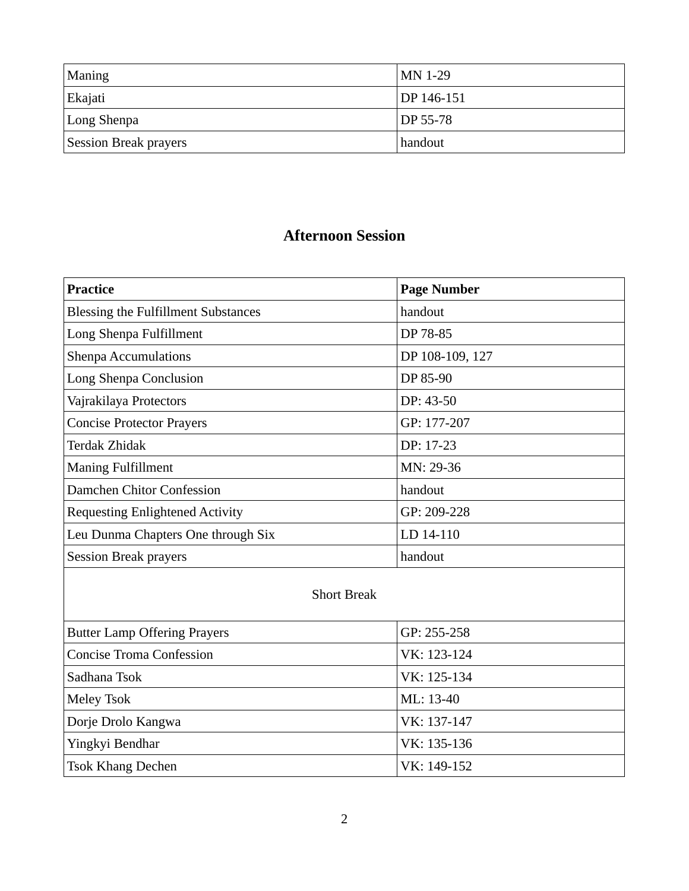| Maning | MN 1-29 |
|---|---|
| Ekajati | DP 146-151 |
| Long Shenpa | DP 55-78 |
| Session Break prayers | handout |

## Afternoon Session

| **Practice** | **Page Number** |
|---|---|
| Blessing the Fulfillment Substances | handout |
| Long Shenpa Fulfillment | DP 78-85 |
| Shenpa Accumulations | DP 108-109, 127 |
| Long Shenpa Conclusion | DP 85-90 |
| Vajrakilaya Protectors | DP: 43-50 |
| Concise Protector Prayers | GP: 177-207 |
| Terdak Zhidak | DP: 17-23 |
| Maning Fulfillment | MN: 29-36 |
| Damchen Chitor Confession | handout |
| Requesting Enlightened Activity | GP: 209-228 |
| Leu Dunma Chapters One through Six | LD 14-110 |
| Session Break prayers | handout |
| Short Break | |
| Butter Lamp Offering Prayers | GP: 255-258 |
| Concise Troma Confession | VK: 123-124 |
| Sadhana Tsok | VK: 125-134 |
| Meley Tsok | ML: 13-40 |
| Dorje Drolo Kangwa | VK: 137-147 |
| Yingkyi Bendhar | VK: 135-136 |
| Tsok Khang Dechen | VK: 149-152 |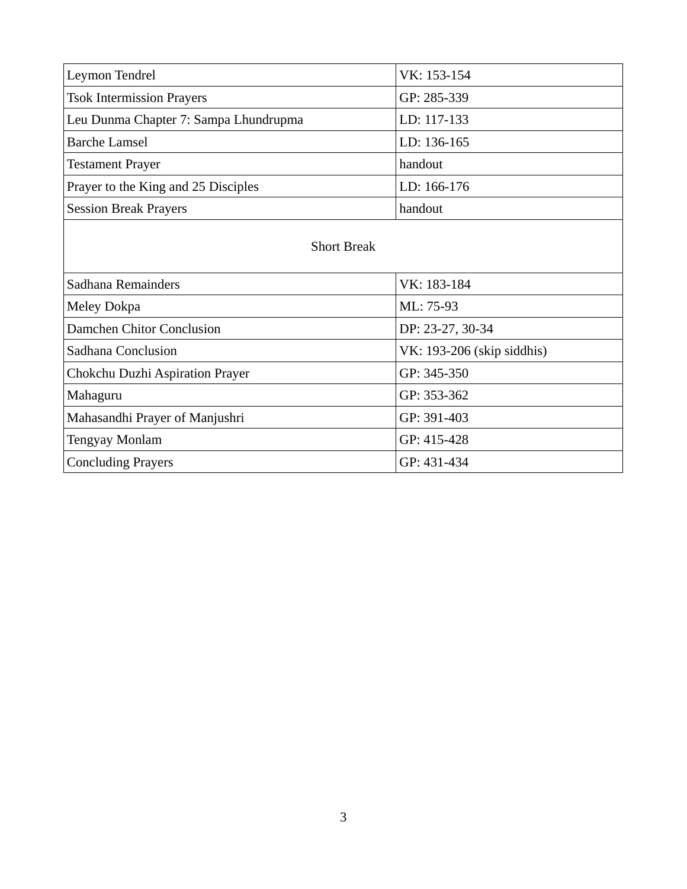| | |
|---|---|
| Leymon Tendrel | VK: 153-154 |
| Tsok Intermission Prayers | GP: 285-339 |
| Leu Dunma Chapter 7: Sampa Lhundrupma | LD: 117-133 |
| Barche Lamsel | LD: 136-165 |
| Testament Prayer | handout |
| Prayer to the King and 25 Disciples | LD: 166-176 |
| Session Break Prayers | handout |
| Short Break | |
| Sadhana Remainders | VK: 183-184 |
| Meley Dokpa | ML: 75-93 |
| Damchen Chitor Conclusion | DP: 23-27, 30-34 |
| Sadhana Conclusion | VK: 193-206 (skip siddhis) |
| Chokchu Duzhi Aspiration Prayer | GP: 345-350 |
| Mahaguru | GP: 353-362 |
| Mahasandhi Prayer of Manjushri | GP: 391-403 |
| Tengyay Monlam | GP: 415-428 |
| Concluding Prayers | GP: 431-434 |